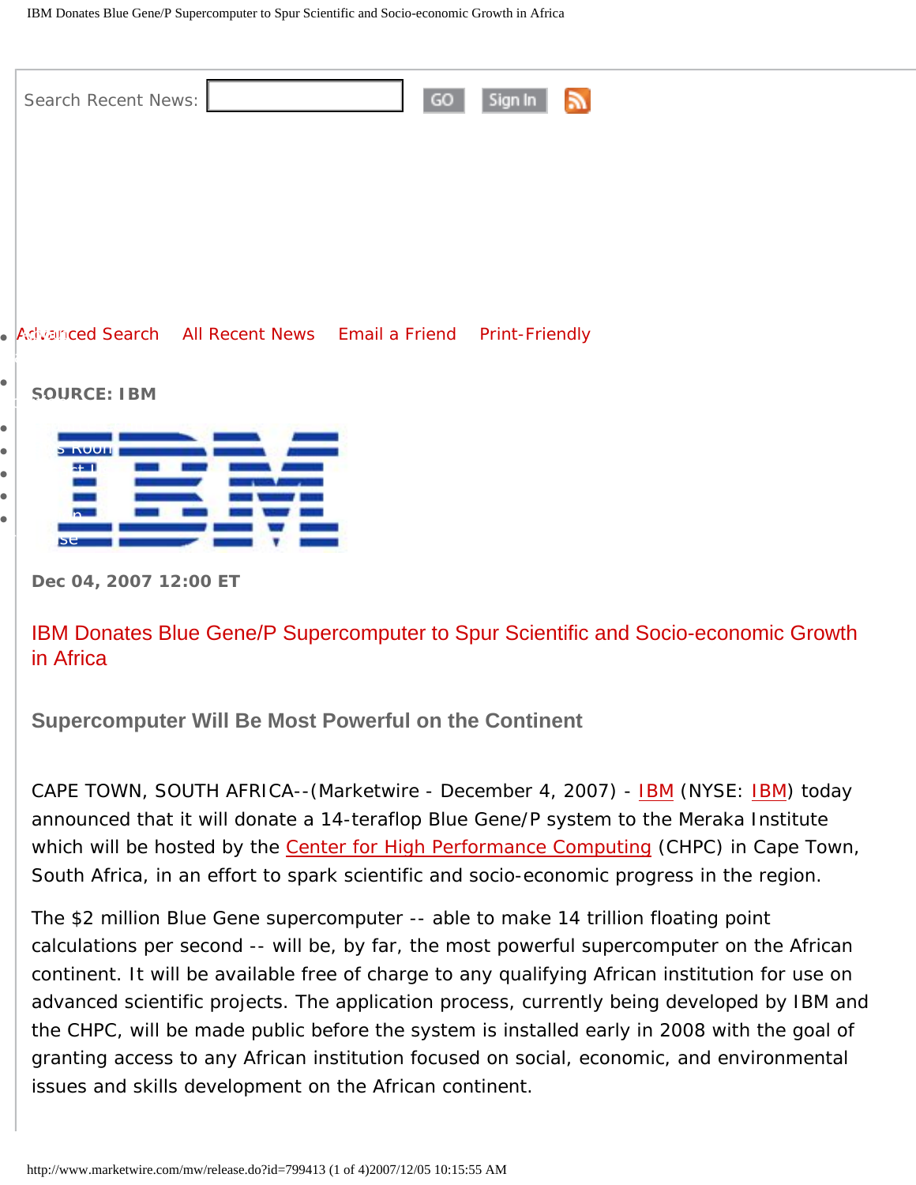Search Recent News: GO Sign In

Advanced Search All Recent News Email a Friend Print-Friendly

**SOURCE: IBM**

**Dec 04, 2007 12:00 ET**

# IBM Donates Blue Gene/P Supercomputer to Spur Scientific and Socio-economic Growth in Africa

## Supercomputer Will Be Most Powerful on the Continent

CAPE TOWN, SOUTH AFRICA--(Marketwire - December 4, 2007) - IBM (NYSE: IBM) today announced that it will donate a 14-teraflop Blue Gene/P system to the Meraka Institute which will be hosted by the Center for High Performance Computing (CHPC) in Cape Town, South Africa, in an effort to spark scientific and socio-economic progress in the region.

The $2 million Blue Gene supercomputer -- able to make 14 trillion floating point calculations per second -- will be, by far, the most powerful supercomputer on the African continent. It will be available free of charge to any qualifying African institution for use on advanced scientific projects. The application process, currently being developed by IBM and the CHPC, will be made public before the system is installed early in 2008 with the goal of granting access to any African institution focused on social, economic, and environmental issues and skills development on the African continent.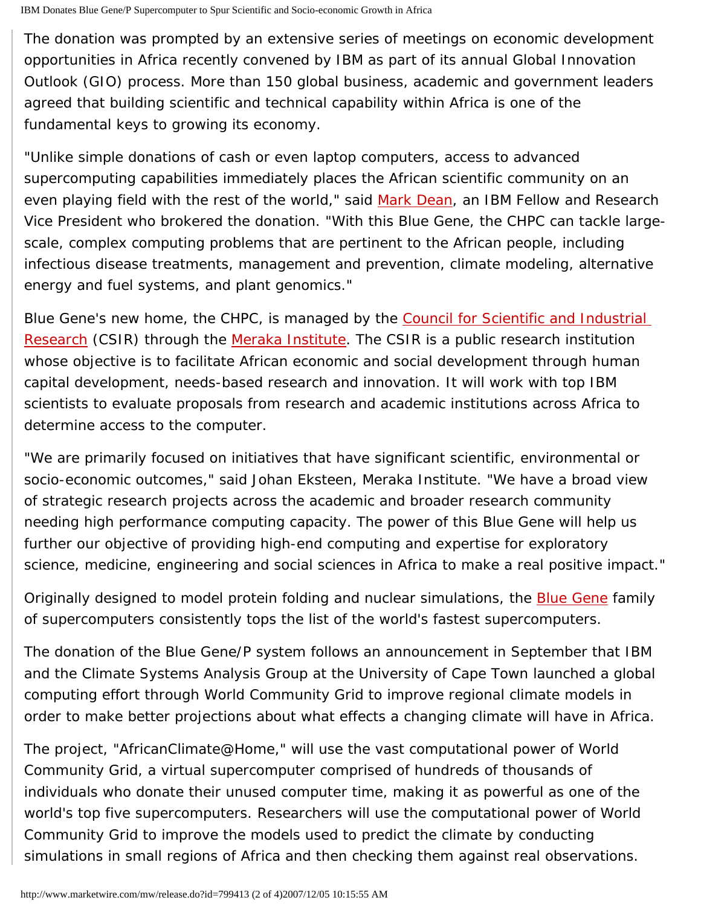The donation was prompted by an extensive series of meetings on economic development opportunities in Africa recently convened by IBM as part of its annual Global Innovation Outlook (GIO) process. More than 150 global business, academic and government leaders agreed that building scientific and technical capability within Africa is one of the fundamental keys to growing its economy.

"Unlike simple donations of cash or even laptop computers, access to advanced supercomputing capabilities immediately places the African scientific community on an even playing field with the rest of the world," said Mark Dean, an IBM Fellow and Research Vice President who brokered the donation. "With this Blue Gene, the CHPC can tackle large-scale, complex computing problems that are pertinent to the African people, including infectious disease treatments, management and prevention, climate modeling, alternative energy and fuel systems, and plant genomics."

Blue Gene's new home, the CHPC, is managed by the Council for Scientific and Industrial Research (CSIR) through the Meraka Institute. The CSIR is a public research institution whose objective is to facilitate African economic and social development through human capital development, needs-based research and innovation. It will work with top IBM scientists to evaluate proposals from research and academic institutions across Africa to determine access to the computer.

"We are primarily focused on initiatives that have significant scientific, environmental or socio-economic outcomes," said Johan Eksteen, Meraka Institute. "We have a broad view of strategic research projects across the academic and broader research community needing high performance computing capacity. The power of this Blue Gene will help us further our objective of providing high-end computing and expertise for exploratory science, medicine, engineering and social sciences in Africa to make a real positive impact."

Originally designed to model protein folding and nuclear simulations, the Blue Gene family of supercomputers consistently tops the list of the world's fastest supercomputers.

The donation of the Blue Gene/P system follows an announcement in September that IBM and the Climate Systems Analysis Group at the University of Cape Town launched a global computing effort through World Community Grid to improve regional climate models in order to make better projections about what effects a changing climate will have in Africa.

The project, "AfricanClimate@Home," will use the vast computational power of World Community Grid, a virtual supercomputer comprised of hundreds of thousands of individuals who donate their unused computer time, making it as powerful as one of the world's top five supercomputers. Researchers will use the computational power of World Community Grid to improve the models used to predict the climate by conducting simulations in small regions of Africa and then checking them against real observations.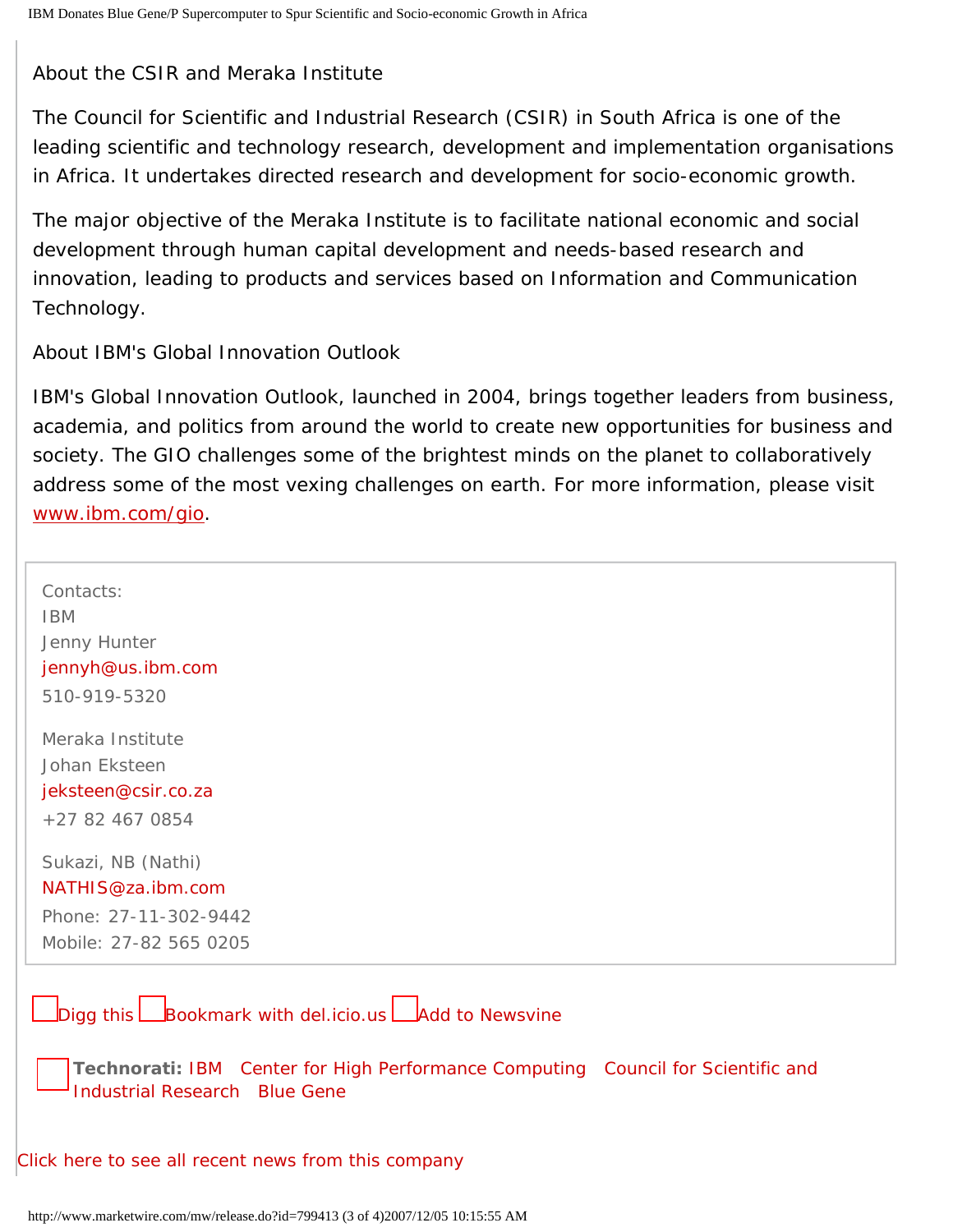About the CSIR and Meraka Institute

The Council for Scientific and Industrial Research (CSIR) in South Africa is one of the leading scientific and technology research, development and implementation organisations in Africa. It undertakes directed research and development for socio-economic growth.

The major objective of the Meraka Institute is to facilitate national economic and social development through human capital development and needs-based research and innovation, leading to products and services based on Information and Communication Technology.

About IBM's Global Innovation Outlook

IBM's Global Innovation Outlook, launched in 2004, brings together leaders from business, academia, and politics from around the world to create new opportunities for business and society. The GIO challenges some of the brightest minds on the planet to collaboratively address some of the most vexing challenges on earth. For more information, please visit www.ibm.com/gio.

Contacts:
IBM
Jenny Hunter
jennyh@us.ibm.com
510-919-5320

Meraka Institute
Johan Eksteen
jeksteen@csir.co.za
+27 82 467 0854

Sukazi, NB (Nathi)
NATHIS@za.ibm.com
Phone: 27-11-302-9442
Mobile: 27-82 565 0205

Digg this Bookmark with del.icio.us Add to Newsvine

**Technorati:** IBM Center for High Performance Computing Council for Scientific and Industrial Research Blue Gene

Click here to see all recent news from this company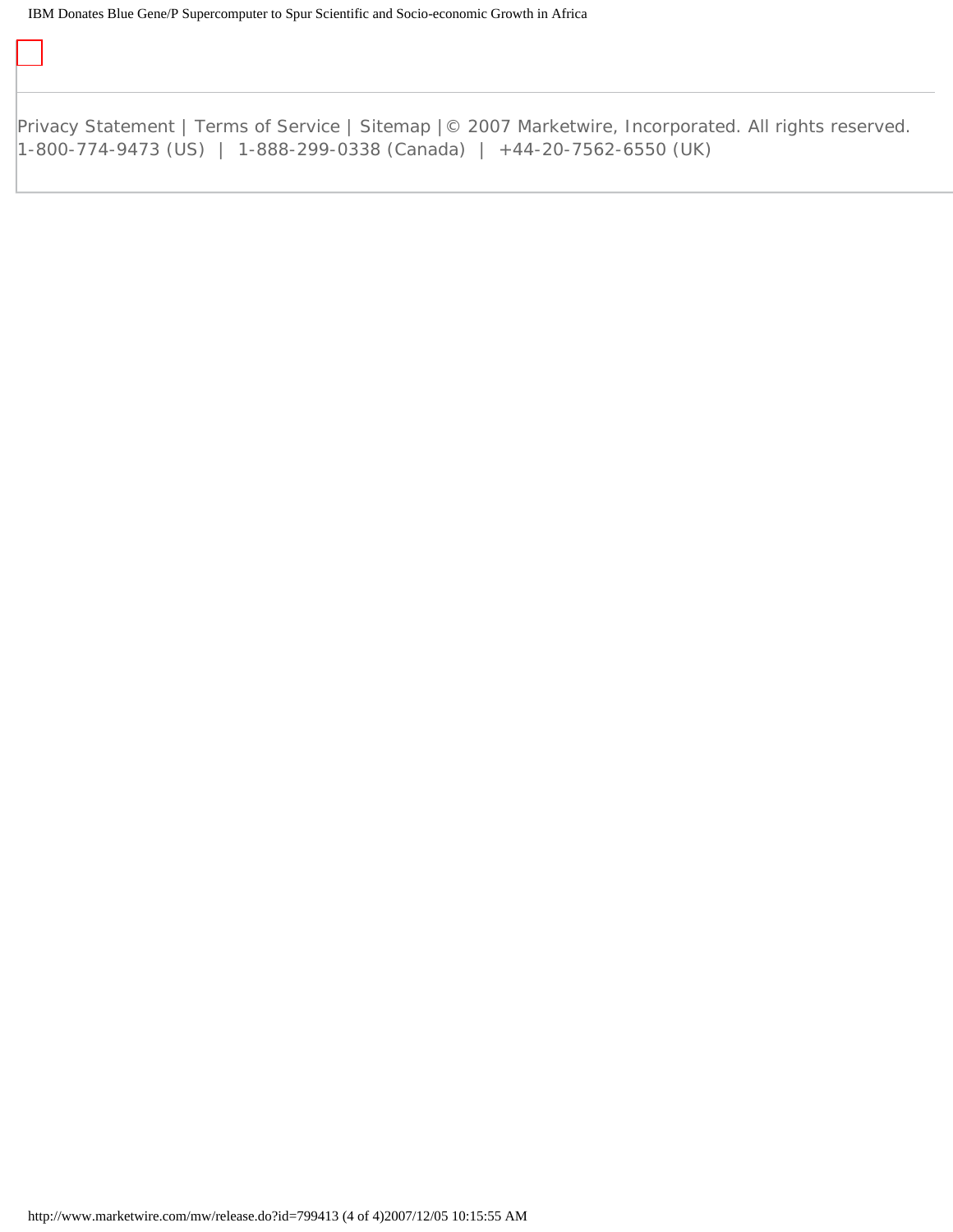Privacy Statement | Terms of Service | Sitemap |© 2007 Marketwire, Incorporated. All rights reserved.
1-800-774-9473 (US) | 1-888-299-0338 (Canada) | +44-20-7562-6550 (UK)